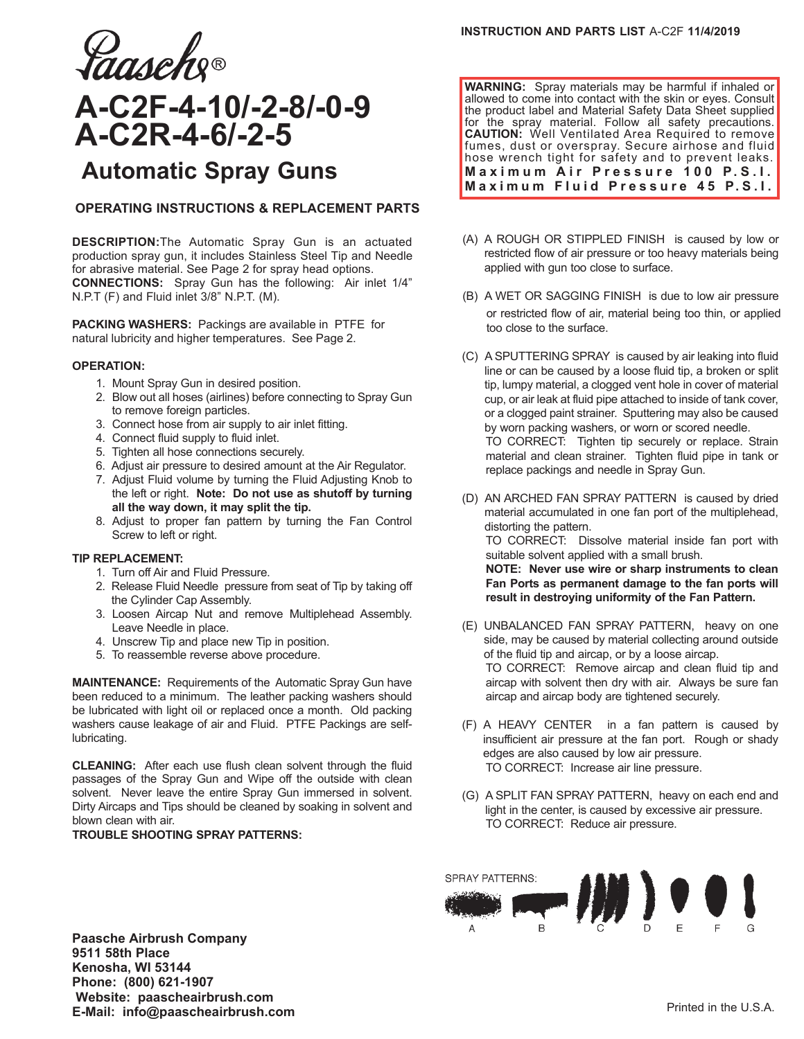**INSTRUCTION AND PARTS LIST** A-C2F **11/4/2019**

Paasche®

# A-C2F-4-10/-2-8/-0-9
# A-C2R-4-6/-2-5

## Automatic Spray Guns

### OPERATING INSTRUCTIONS & REPLACEMENT PARTS

**DESCRIPTION:** The Automatic Spray Gun is an actuated production spray gun, it includes Stainless Steel Tip and Needle for abrasive material. See Page 2 for spray head options.
**CONNECTIONS:** Spray Gun has the following: Air inlet 1/4" N.P.T (F) and Fluid inlet 3/8" N.P.T. (M).

**PACKING WASHERS:** Packings are available in PTFE for natural lubricity and higher temperatures. See Page 2.

**OPERATION:**

1. Mount Spray Gun in desired position.
2. Blow out all hoses (airlines) before connecting to Spray Gun to remove foreign particles.
3. Connect hose from air supply to air inlet fitting.
4. Connect fluid supply to fluid inlet.
5. Tighten all hose connections securely.
6. Adjust air pressure to desired amount at the Air Regulator.
7. Adjust Fluid volume by turning the Fluid Adjusting Knob to the left or right. **Note: Do not use as shutoff by turning all the way down, it may split the tip.**
8. Adjust to proper fan pattern by turning the Fan Control Screw to left or right.

**TIP REPLACEMENT:**

1. Turn off Air and Fluid Pressure.
2. Release Fluid Needle pressure from seat of Tip by taking off the Cylinder Cap Assembly.
3. Loosen Aircap Nut and remove Multiplehead Assembly. Leave Needle in place.
4. Unscrew Tip and place new Tip in position.
5. To reassemble reverse above procedure.

**MAINTENANCE:** Requirements of the Automatic Spray Gun have been reduced to a minimum. The leather packing washers should be lubricated with light oil or replaced once a month. Old packing washers cause leakage of air and Fluid. PTFE Packings are self-lubricating.

**CLEANING:** After each use flush clean solvent through the fluid passages of the Spray Gun and Wipe off the outside with clean solvent. Never leave the entire Spray Gun immersed in solvent. Dirty Aircaps and Tips should be cleaned by soaking in solvent and blown clean with air.

**TROUBLE SHOOTING SPRAY PATTERNS:**

**WARNING:** Spray materials may be harmful if inhaled or allowed to come into contact with the skin or eyes. Consult the product label and Material Safety Data Sheet supplied for the spray material. Follow all safety precautions.
**CAUTION:** Well Ventilated Area Required to remove fumes, dust or overspray. Secure airhose and fluid hose wrench tight for safety and to prevent leaks.
**Maximum Air Pressure 100 P.S.I.**
**Maximum Fluid Pressure 45 P.S.I.**

(A) A ROUGH OR STIPPLED FINISH is caused by low or restricted flow of air pressure or too heavy materials being applied with gun too close to surface.

(B) A WET OR SAGGING FINISH is due to low air pressure or restricted flow of air, material being too thin, or applied too close to the surface.

(C) A SPUTTERING SPRAY is caused by air leaking into fluid line or can be caused by a loose fluid tip, a broken or split tip, lumpy material, a clogged vent hole in cover of material cup, or air leak at fluid pipe attached to inside of tank cover, or a clogged paint strainer. Sputtering may also be caused by worn packing washers, or worn or scored needle.
TO CORRECT: Tighten tip securely or replace. Strain material and clean strainer. Tighten fluid pipe in tank or replace packings and needle in Spray Gun.

(D) AN ARCHED FAN SPRAY PATTERN is caused by dried material accumulated in one fan port of the multiplehead, distorting the pattern.
TO CORRECT: Dissolve material inside fan port with suitable solvent applied with a small brush.
**NOTE: Never use wire or sharp instruments to clean Fan Ports as permanent damage to the fan ports will result in destroying uniformity of the Fan Pattern.**

(E) UNBALANCED FAN SPRAY PATTERN, heavy on one side, may be caused by material collecting around outside of the fluid tip and aircap, or by a loose aircap.
TO CORRECT: Remove aircap and clean fluid tip and aircap with solvent then dry with air. Always be sure fan aircap and aircap body are tightened securely.

(F) A HEAVY CENTER in a fan pattern is caused by insufficient air pressure at the fan port. Rough or shady edges are also caused by low air pressure.
TO CORRECT: Increase air line pressure.

(G) A SPLIT FAN SPRAY PATTERN, heavy on each end and light in the center, is caused by excessive air pressure.
TO CORRECT: Reduce air pressure.

SPRAY PATTERNS: A B C D E F G

**Paasche Airbrush Company**
**9511 58th Place**
**Kenosha, WI 53144**
**Phone: (800) 621-1907**
**Website: paascheairbrush.com**
**E-Mail: info@paascheairbrush.com**

Printed in the U.S.A.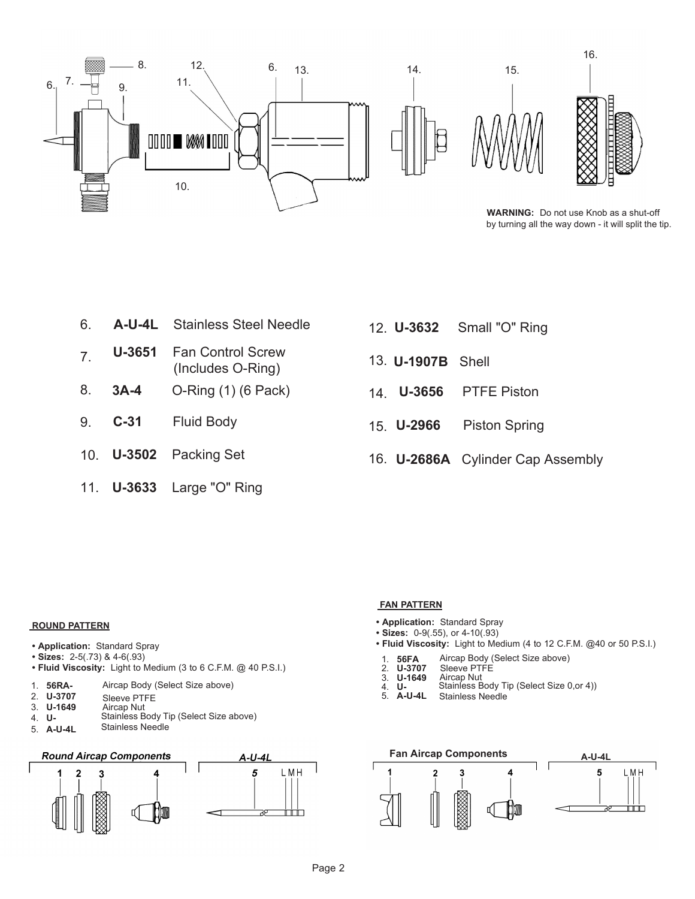**WARNING:** Do not use Knob as a shut-off by turning all the way down - it will split the tip.

| No. | Part | Description |
|---|---|---|
| 6. | **A-U-4L** | Stainless Steel Needle |
| 7. | **U-3651** | Fan Control Screw (Includes O-Ring) |
| 8. | **3A-4** | O-Ring (1) (6 Pack) |
| 9. | **C-31** | Fluid Body |
| 10. | **U-3502** | Packing Set |
| 11. | **U-3633** | Large "O" Ring |
| 12. | **U-3632** | Small "O" Ring |
| 13. | **U-1907B** | Shell |
| 14. | **U-3656** | PTFE Piston |
| 15. | **U-2966** | Piston Spring |
| 16. | **U-2686A** | Cylinder Cap Assembly |

## ROUND PATTERN

- **Application:** Standard Spray
- **Sizes:** 2-5(.73) & 4-6(.93)
- **Fluid Viscosity:** Light to Medium (3 to 6 C.F.M. @ 40 P.S.I.)

1. **56RA-** Aircap Body (Select Size above)
2. **U-3707** Sleeve PTFE
3. **U-1649** Aircap Nut
4. **U-** Stainless Body Tip (Select Size above)
5. **A-U-4L** Stainless Needle

*Round Aircap Components* — 1 2 3 4

*A-U-4L* — 5 L M H

## FAN PATTERN

- **Application:** Standard Spray
- **Sizes:** 0-9(.55), or 4-10(.93)
- **Fluid Viscosity:** Light to Medium (4 to 12 C.F.M. @40 or 50 P.S.I.)

1. **56FA** Aircap Body (Select Size above)
2. **U-3707** Sleeve PTFE
3. **U-1649** Aircap Nut
4. **U-** Stainless Body Tip (Select Size 0,or 4))
5. **A-U-4L** Stainless Needle

**Fan Aircap Components** — 1 2 3 4

**A-U-4L** — 5 L M H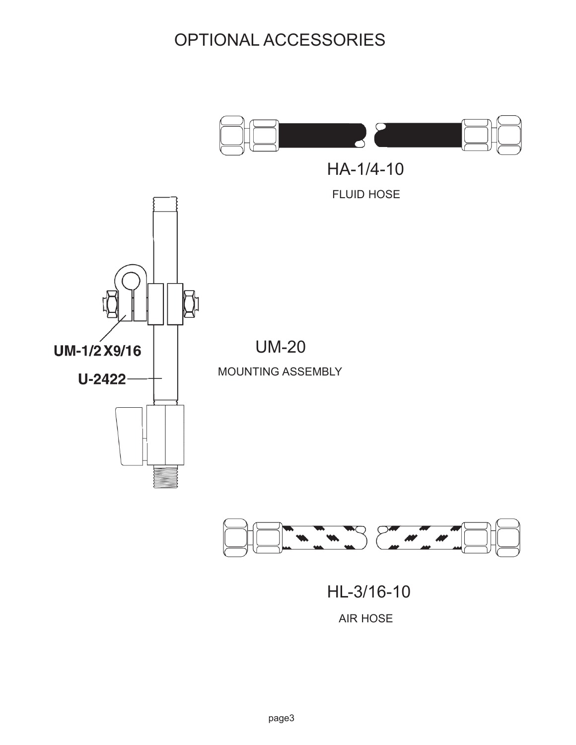# OPTIONAL ACCESSORIES

HA-1/4-10

FLUID HOSE

UM-1/2 X9/16

U-2422

UM-20

MOUNTING ASSEMBLY

HL-3/16-10

AIR HOSE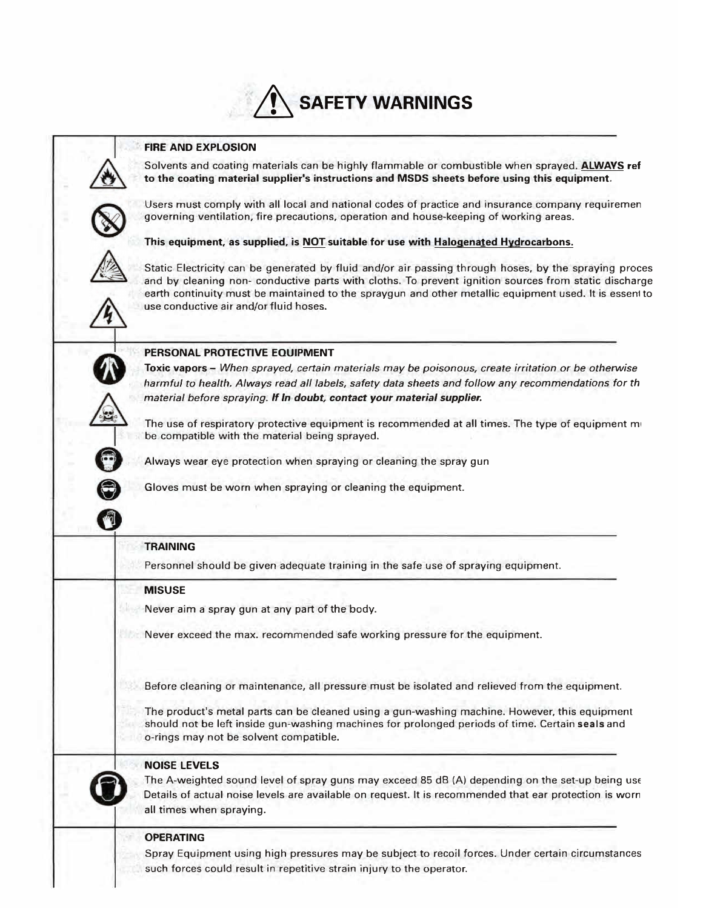# SAFETY WARNINGS

### FIRE AND EXPLOSION

Solvents and coating materials can be highly flammable or combustible when sprayed. **ALWAYS ref to the coating material supplier's instructions and MSDS sheets before using this equipment.**

Users must comply with all local and national codes of practice and insurance company requiremen governing ventilation, fire precautions, operation and house-keeping of working areas.

**This equipment, as supplied, is NOT suitable for use with Halogenated Hydrocarbons.**

Static Electricity can be generated by fluid and/or air passing through hoses, by the spraying proces and by cleaning non- conductive parts with cloths. To prevent ignition sources from static discharge earth continuity must be maintained to the spraygun and other metallic equipment used. It is essenl to use conductive air and/or fluid hoses.

### PERSONAL PROTECTIVE EQUIPMENT

**Toxic vapors –** *When sprayed, certain materials may be poisonous, create irritation or be otherwise harmful to health. Always read all labels, safety data sheets and follow any recommendations for th material before spraying.* ***If In doubt, contact your material supplier.***

The use of respiratory protective equipment is recommended at all times. The type of equipment m be compatible with the material being sprayed.

Always wear eye protection when spraying or cleaning the spray gun

Gloves must be worn when spraying or cleaning the equipment.

### TRAINING

Personnel should be given adequate training in the safe use of spraying equipment.

### MISUSE

Never aim a spray gun at any part of the body.

Never exceed the max. recommended safe working pressure for the equipment.

Before cleaning or maintenance, all pressure must be isolated and relieved from the equipment.

The product's metal parts can be cleaned using a gun-washing machine. However, this equipment should not be left inside gun-washing machines for prolonged periods of time. Certain **seals** and o-rings may not be solvent compatible.

### NOISE LEVELS

The A-weighted sound level of spray guns may exceed 85 dB (A) depending on the set-up being use Details of actual noise levels are available on request. It is recommended that ear protection is worn all times when spraying.

### OPERATING

Spray Equipment using high pressures may be subject to recoil forces. Under certain circumstances such forces could result in repetitive strain injury to the operator.